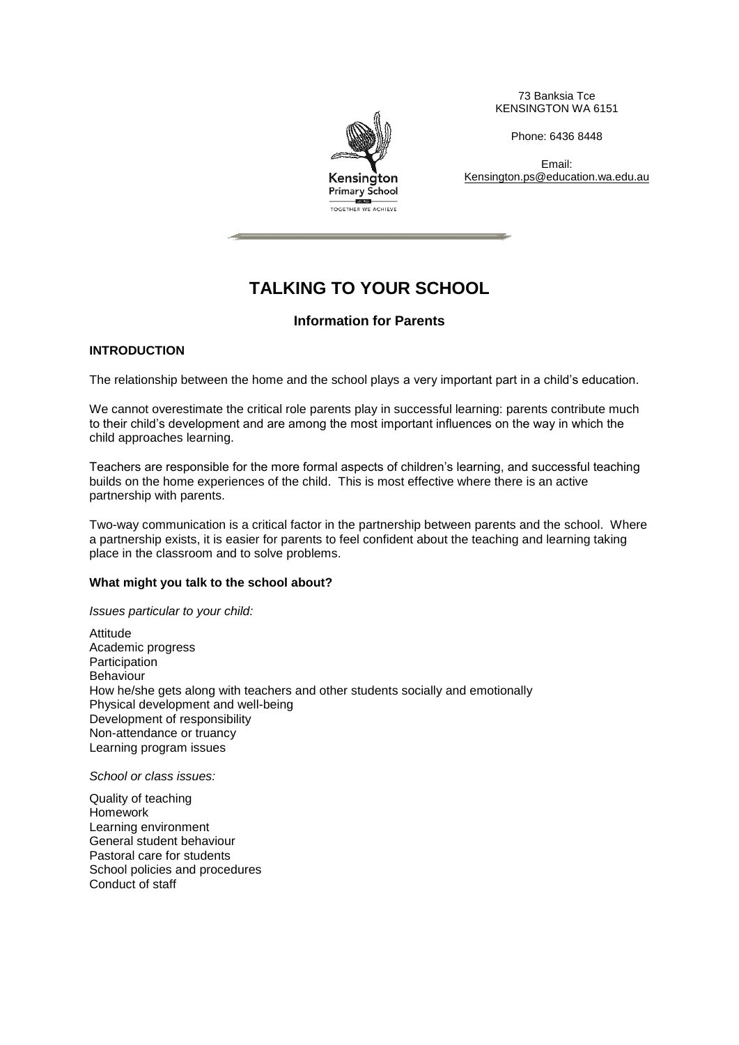73 Banksia Tce
KENSINGTON WA 6151

Phone: 6436 8448

Email:
Kensington.ps@education.wa.edu.au

Kensington Primary School
TOGETHER WE ACHIEVE

# TALKING TO YOUR SCHOOL

## Information for Parents

### INTRODUCTION

The relationship between the home and the school plays a very important part in a child's education.

We cannot overestimate the critical role parents play in successful learning: parents contribute much to their child's development and are among the most important influences on the way in which the child approaches learning.

Teachers are responsible for the more formal aspects of children's learning, and successful teaching builds on the home experiences of the child. This is most effective where there is an active partnership with parents.

Two-way communication is a critical factor in the partnership between parents and the school. Where a partnership exists, it is easier for parents to feel confident about the teaching and learning taking place in the classroom and to solve problems.

### What might you talk to the school about?

*Issues particular to your child:*

Attitude
Academic progress
Participation
Behaviour
How he/she gets along with teachers and other students socially and emotionally
Physical development and well-being
Development of responsibility
Non-attendance or truancy
Learning program issues

*School or class issues:*

Quality of teaching
Homework
Learning environment
General student behaviour
Pastoral care for students
School policies and procedures
Conduct of staff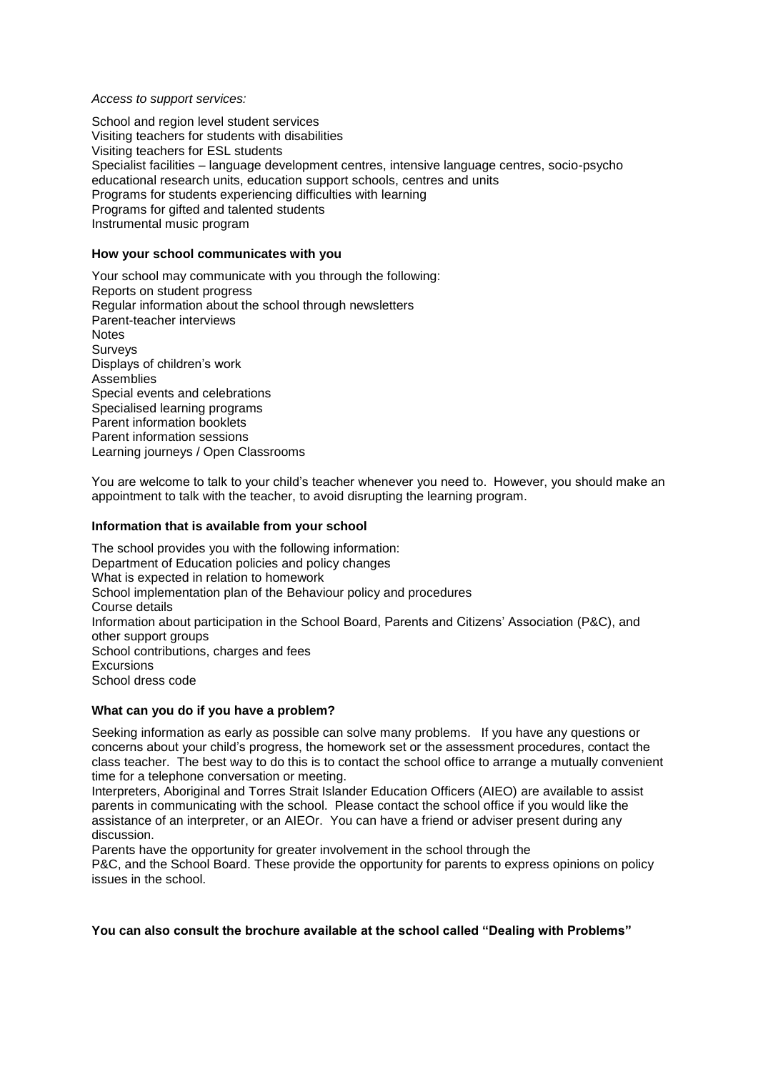*Access to support services:*

School and region level student services
Visiting teachers for students with disabilities
Visiting teachers for ESL students
Specialist facilities – language development centres, intensive language centres, socio-psycho educational research units, education support schools, centres and units
Programs for students experiencing difficulties with learning
Programs for gifted and talented students
Instrumental music program

**How your school communicates with you**

Your school may communicate with you through the following:
Reports on student progress
Regular information about the school through newsletters
Parent-teacher interviews
Notes
Surveys
Displays of children's work
Assemblies
Special events and celebrations
Specialised learning programs
Parent information booklets
Parent information sessions
Learning journeys / Open Classrooms

You are welcome to talk to your child's teacher whenever you need to. However, you should make an appointment to talk with the teacher, to avoid disrupting the learning program.

**Information that is available from your school**

The school provides you with the following information:
Department of Education policies and policy changes
What is expected in relation to homework
School implementation plan of the Behaviour policy and procedures
Course details
Information about participation in the School Board, Parents and Citizens' Association (P&C), and other support groups
School contributions, charges and fees
Excursions
School dress code

**What can you do if you have a problem?**

Seeking information as early as possible can solve many problems. If you have any questions or concerns about your child's progress, the homework set or the assessment procedures, contact the class teacher. The best way to do this is to contact the school office to arrange a mutually convenient time for a telephone conversation or meeting.
Interpreters, Aboriginal and Torres Strait Islander Education Officers (AIEO) are available to assist parents in communicating with the school. Please contact the school office if you would like the assistance of an interpreter, or an AIEOr. You can have a friend or adviser present during any discussion.
Parents have the opportunity for greater involvement in the school through the
P&C, and the School Board. These provide the opportunity for parents to express opinions on policy issues in the school.

**You can also consult the brochure available at the school called "Dealing with Problems"**